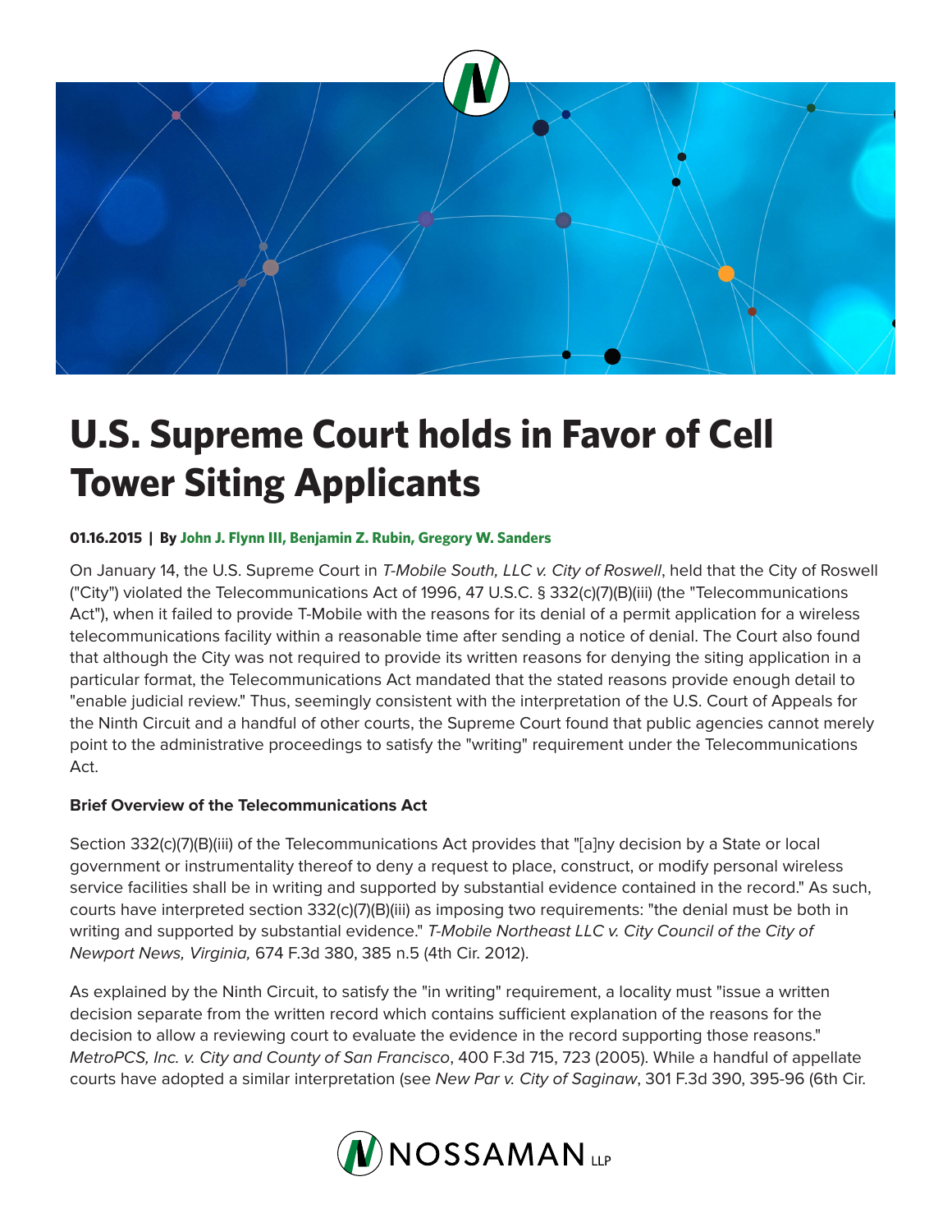# U.S. Supreme Court holds in Favor of Cell Tower Siting Applicants

**01.16.2015 | By John J. Flynn III, Benjamin Z. Rubin, Gregory W. Sanders**

On January 14, the U.S. Supreme Court in *T-Mobile South, LLC v. City of Roswell*, held that the City of Roswell ("City") violated the Telecommunications Act of 1996, 47 U.S.C. § 332(c)(7)(B)(iii) (the "Telecommunications Act"), when it failed to provide T-Mobile with the reasons for its denial of a permit application for a wireless telecommunications facility within a reasonable time after sending a notice of denial. The Court also found that although the City was not required to provide its written reasons for denying the siting application in a particular format, the Telecommunications Act mandated that the stated reasons provide enough detail to "enable judicial review." Thus, seemingly consistent with the interpretation of the U.S. Court of Appeals for the Ninth Circuit and a handful of other courts, the Supreme Court found that public agencies cannot merely point to the administrative proceedings to satisfy the "writing" requirement under the Telecommunications Act.

**Brief Overview of the Telecommunications Act**

Section 332(c)(7)(B)(iii) of the Telecommunications Act provides that "[a]ny decision by a State or local government or instrumentality thereof to deny a request to place, construct, or modify personal wireless service facilities shall be in writing and supported by substantial evidence contained in the record." As such, courts have interpreted section 332(c)(7)(B)(iii) as imposing two requirements: "the denial must be both in writing and supported by substantial evidence." *T-Mobile Northeast LLC v. City Council of the City of Newport News, Virginia,* 674 F.3d 380, 385 n.5 (4th Cir. 2012).

As explained by the Ninth Circuit, to satisfy the "in writing" requirement, a locality must "issue a written decision separate from the written record which contains sufficient explanation of the reasons for the decision to allow a reviewing court to evaluate the evidence in the record supporting those reasons." *MetroPCS, Inc. v. City and County of San Francisco*, 400 F.3d 715, 723 (2005). While a handful of appellate courts have adopted a similar interpretation (see *New Par v. City of Saginaw*, 301 F.3d 390, 395-96 (6th Cir.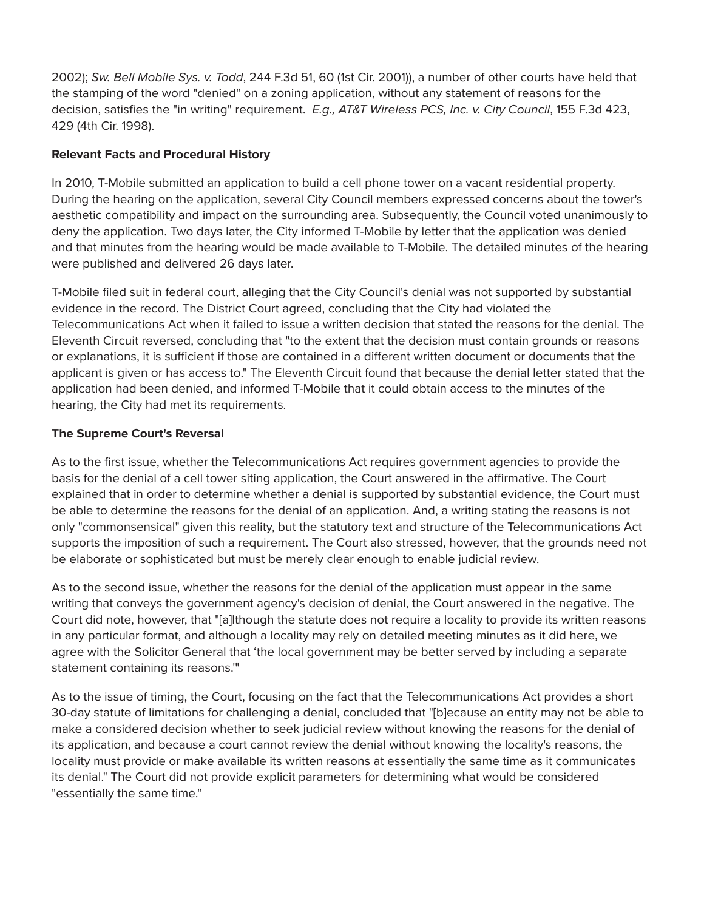2002); *Sw. Bell Mobile Sys. v. Todd*, 244 F.3d 51, 60 (1st Cir. 2001)), a number of other courts have held that the stamping of the word "denied" on a zoning application, without any statement of reasons for the decision, satisfies the "in writing" requirement. *E.g., AT&T Wireless PCS, Inc. v. City Council*, 155 F.3d 423, 429 (4th Cir. 1998).

**Relevant Facts and Procedural History**

In 2010, T-Mobile submitted an application to build a cell phone tower on a vacant residential property. During the hearing on the application, several City Council members expressed concerns about the tower's aesthetic compatibility and impact on the surrounding area. Subsequently, the Council voted unanimously to deny the application. Two days later, the City informed T-Mobile by letter that the application was denied and that minutes from the hearing would be made available to T-Mobile. The detailed minutes of the hearing were published and delivered 26 days later.

T-Mobile filed suit in federal court, alleging that the City Council's denial was not supported by substantial evidence in the record. The District Court agreed, concluding that the City had violated the Telecommunications Act when it failed to issue a written decision that stated the reasons for the denial. The Eleventh Circuit reversed, concluding that "to the extent that the decision must contain grounds or reasons or explanations, it is sufficient if those are contained in a different written document or documents that the applicant is given or has access to." The Eleventh Circuit found that because the denial letter stated that the application had been denied, and informed T-Mobile that it could obtain access to the minutes of the hearing, the City had met its requirements.

**The Supreme Court's Reversal**

As to the first issue, whether the Telecommunications Act requires government agencies to provide the basis for the denial of a cell tower siting application, the Court answered in the affirmative. The Court explained that in order to determine whether a denial is supported by substantial evidence, the Court must be able to determine the reasons for the denial of an application. And, a writing stating the reasons is not only "commonsensical" given this reality, but the statutory text and structure of the Telecommunications Act supports the imposition of such a requirement. The Court also stressed, however, that the grounds need not be elaborate or sophisticated but must be merely clear enough to enable judicial review.

As to the second issue, whether the reasons for the denial of the application must appear in the same writing that conveys the government agency's decision of denial, the Court answered in the negative. The Court did note, however, that "[a]lthough the statute does not require a locality to provide its written reasons in any particular format, and although a locality may rely on detailed meeting minutes as it did here, we agree with the Solicitor General that 'the local government may be better served by including a separate statement containing its reasons.'"

As to the issue of timing, the Court, focusing on the fact that the Telecommunications Act provides a short 30-day statute of limitations for challenging a denial, concluded that "[b]ecause an entity may not be able to make a considered decision whether to seek judicial review without knowing the reasons for the denial of its application, and because a court cannot review the denial without knowing the locality's reasons, the locality must provide or make available its written reasons at essentially the same time as it communicates its denial." The Court did not provide explicit parameters for determining what would be considered "essentially the same time."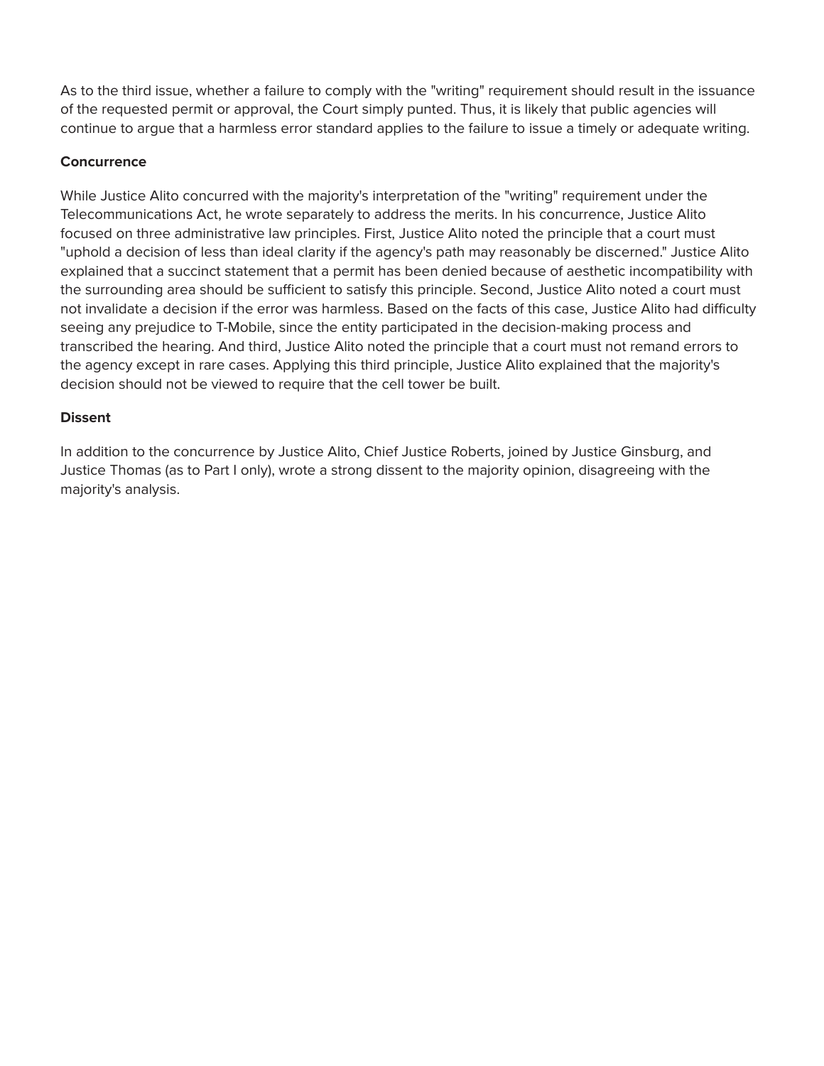As to the third issue, whether a failure to comply with the "writing" requirement should result in the issuance of the requested permit or approval, the Court simply punted. Thus, it is likely that public agencies will continue to argue that a harmless error standard applies to the failure to issue a timely or adequate writing.

**Concurrence**

While Justice Alito concurred with the majority's interpretation of the "writing" requirement under the Telecommunications Act, he wrote separately to address the merits. In his concurrence, Justice Alito focused on three administrative law principles. First, Justice Alito noted the principle that a court must "uphold a decision of less than ideal clarity if the agency's path may reasonably be discerned." Justice Alito explained that a succinct statement that a permit has been denied because of aesthetic incompatibility with the surrounding area should be sufficient to satisfy this principle. Second, Justice Alito noted a court must not invalidate a decision if the error was harmless. Based on the facts of this case, Justice Alito had difficulty seeing any prejudice to T-Mobile, since the entity participated in the decision-making process and transcribed the hearing. And third, Justice Alito noted the principle that a court must not remand errors to the agency except in rare cases. Applying this third principle, Justice Alito explained that the majority's decision should not be viewed to require that the cell tower be built.

**Dissent**

In addition to the concurrence by Justice Alito, Chief Justice Roberts, joined by Justice Ginsburg, and Justice Thomas (as to Part I only), wrote a strong dissent to the majority opinion, disagreeing with the majority's analysis.